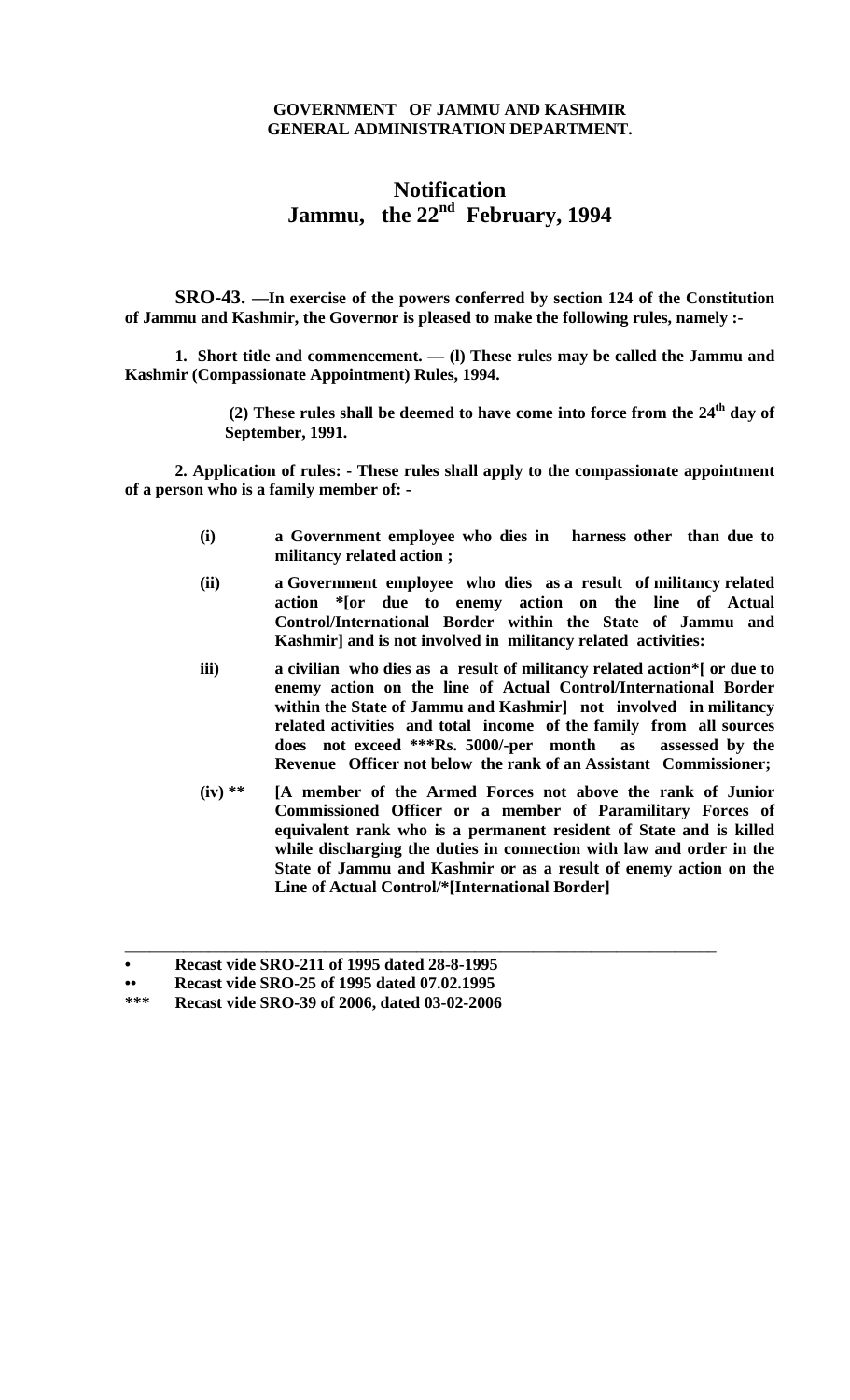**GOVERNMENT OF JAMMU AND KASHMIR**
**GENERAL ADMINISTRATION DEPARTMENT.**

# Notification
## Jammu, the 22nd February, 1994

**SRO-43. —In exercise of the powers conferred by section 124 of the Constitution of Jammu and Kashmir, the Governor is pleased to make the following rules, namely :-**

**1. Short title and commencement. — (l) These rules may be called the Jammu and Kashmir (Compassionate Appointment) Rules, 1994.**

**(2) These rules shall be deemed to have come into force from the 24th day of September, 1991.**

**2. Application of rules: - These rules shall apply to the compassionate appointment of a person who is a family member of: -**

**(i) a Government employee who dies in harness other than due to militancy related action ;**

**(ii) a Government employee who dies as a result of militancy related action *[or due to enemy action on the line of Actual Control/International Border within the State of Jammu and Kashmir] and is not involved in militancy related activities:**

**iii) a civilian who dies as a result of militancy related action*[ or due to enemy action on the line of Actual Control/International Border within the State of Jammu and Kashmir] not involved in militancy related activities and total income of the family from all sources does not exceed ***Rs. 5000/-per month as assessed by the Revenue Officer not below the rank of an Assistant Commissioner;**

**(iv) ** [A member of the Armed Forces not above the rank of Junior Commissioned Officer or a member of Paramilitary Forces of equivalent rank who is a permanent resident of State and is killed while discharging the duties in connection with law and order in the State of Jammu and Kashmir or as a result of enemy action on the Line of Actual Control/*[International Border]**

---

**• Recast vide SRO-211 of 1995 dated 28-8-1995**

**•• Recast vide SRO-25 of 1995 dated 07.02.1995**

***** Recast vide SRO-39 of 2006, dated 03-02-2006**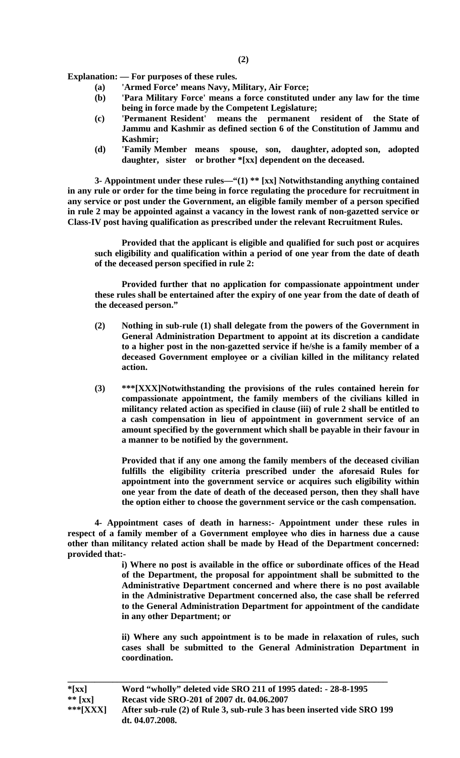**Explanation: — For purposes of these rules.**

- **(a) 'Armed Force' means Navy, Military, Air Force;**
- **(b) 'Para Military Force' means a force constituted under any law for the time being in force made by the Competent Legislature;**
- **(c) 'Permanent Resident' means the permanent resident of the State of Jammu and Kashmir as defined section 6 of the Constitution of Jammu and Kashmir;**
- **(d) 'Family Member means spouse, son, daughter, adopted son, adopted daughter, sister or brother *[xx] dependent on the deceased.**

**3- Appointment under these rules—"(1) ** [xx] Notwithstanding anything contained in any rule or order for the time being in force regulating the procedure for recruitment in any service or post under the Government, an eligible family member of a person specified in rule 2 may be appointed against a vacancy in the lowest rank of non-gazetted service or Class-IV post having qualification as prescribed under the relevant Recruitment Rules.**

**Provided that the applicant is eligible and qualified for such post or acquires such eligibility and qualification within a period of one year from the date of death of the deceased person specified in rule 2:**

**Provided further that no application for compassionate appointment under these rules shall be entertained after the expiry of one year from the date of death of the deceased person."**

**(2) Nothing in sub-rule (1) shall delegate from the powers of the Government in General Administration Department to appoint at its discretion a candidate to a higher post in the non-gazetted service if he/she is a family member of a deceased Government employee or a civilian killed in the militancy related action.**

**(3) ***[XXX]Notwithstanding the provisions of the rules contained herein for compassionate appointment, the family members of the civilians killed in militancy related action as specified in clause (iii) of rule 2 shall be entitled to a cash compensation in lieu of appointment in government service of an amount specified by the government which shall be payable in their favour in a manner to be notified by the government.**

**Provided that if any one among the family members of the deceased civilian fulfills the eligibility criteria prescribed under the aforesaid Rules for appointment into the government service or acquires such eligibility within one year from the date of death of the deceased person, then they shall have the option either to choose the government service or the cash compensation.**

**4- Appointment cases of death in harness:- Appointment under these rules in respect of a family member of a Government employee who dies in harness due a cause other than militancy related action shall be made by Head of the Department concerned: provided that:-**

**i) Where no post is available in the office or subordinate offices of the Head of the Department, the proposal for appointment shall be submitted to the Administrative Department concerned and where there is no post available in the Administrative Department concerned also, the case shall be referred to the General Administration Department for appointment of the candidate in any other Department; or**

**ii) Where any such appointment is to be made in relaxation of rules, such cases shall be submitted to the General Administration Department in coordination.**

---

**\*[xx] Word "wholly" deleted vide SRO 211 of 1995 dated: - 28-8-1995**

**\*\* [xx] Recast vide SRO-201 of 2007 dt. 04.06.2007**

**\*\*\*[XXX] After sub-rule (2) of Rule 3, sub-rule 3 has been inserted vide SRO 199 dt. 04.07.2008.**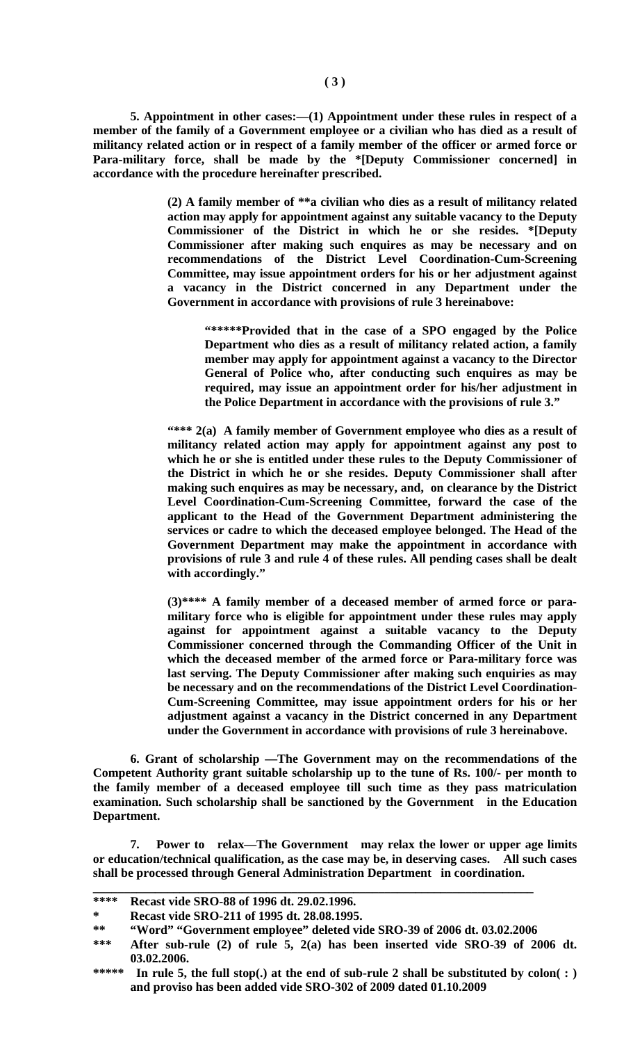**5. Appointment in other cases:—(1) Appointment under these rules in respect of a member of the family of a Government employee or a civilian who has died as a result of militancy related action or in respect of a family member of the officer or armed force or Para-military force, shall be made by the *[Deputy Commissioner concerned] in accordance with the procedure hereinafter prescribed.**

> **(2) A family member of **a civilian who dies as a result of militancy related action may apply for appointment against any suitable vacancy to the Deputy Commissioner of the District in which he or she resides. *[Deputy Commissioner after making such enquires as may be necessary and on recommendations of the District Level Coordination-Cum-Screening Committee, may issue appointment orders for his or her adjustment against a vacancy in the District concerned in any Department under the Government in accordance with provisions of rule 3 hereinabove:**
>
> > **"*****Provided that in the case of a SPO engaged by the Police Department who dies as a result of militancy related action, a family member may apply for appointment against a vacancy to the Director General of Police who, after conducting such enquires as may be required, may issue an appointment order for his/her adjustment in the Police Department in accordance with the provisions of rule 3."**
>
> **"*** 2(a) A family member of Government employee who dies as a result of militancy related action may apply for appointment against any post to which he or she is entitled under these rules to the Deputy Commissioner of the District in which he or she resides. Deputy Commissioner shall after making such enquires as may be necessary, and, on clearance by the District Level Coordination-Cum-Screening Committee, forward the case of the applicant to the Head of the Government Department administering the services or cadre to which the deceased employee belonged. The Head of the Government Department may make the appointment in accordance with provisions of rule 3 and rule 4 of these rules. All pending cases shall be dealt with accordingly."**
>
> **(3)**** A family member of a deceased member of armed force or para-military force who is eligible for appointment under these rules may apply against for appointment against a suitable vacancy to the Deputy Commissioner concerned through the Commanding Officer of the Unit in which the deceased member of the armed force or Para-military force was last serving. The Deputy Commissioner after making such enquiries as may be necessary and on the recommendations of the District Level Coordination-Cum-Screening Committee, may issue appointment orders for his or her adjustment against a vacancy in the District concerned in any Department under the Government in accordance with provisions of rule 3 hereinabove.**

**6. Grant of scholarship —The Government may on the recommendations of the Competent Authority grant suitable scholarship up to the tune of Rs. 100/- per month to the family member of a deceased employee till such time as they pass matriculation examination. Such scholarship shall be sanctioned by the Government in the Education Department.**

**7. Power to relax—The Government may relax the lower or upper age limits or education/technical qualification, as the case may be, in deserving cases. All such cases shall be processed through General Administration Department in coordination.**

---

**\*\*\*\* Recast vide SRO-88 of 1996 dt. 29.02.1996.**

**\* Recast vide SRO-211 of 1995 dt. 28.08.1995.**

**\*\* "Word" "Government employee" deleted vide SRO-39 of 2006 dt. 03.02.2006**

**\*\*\* After sub-rule (2) of rule 5, 2(a) has been inserted vide SRO-39 of 2006 dt. 03.02.2006.**

**\*\*\*\*\* In rule 5, the full stop(.) at the end of sub-rule 2 shall be substituted by colon( : ) and proviso has been added vide SRO-302 of 2009 dated 01.10.2009**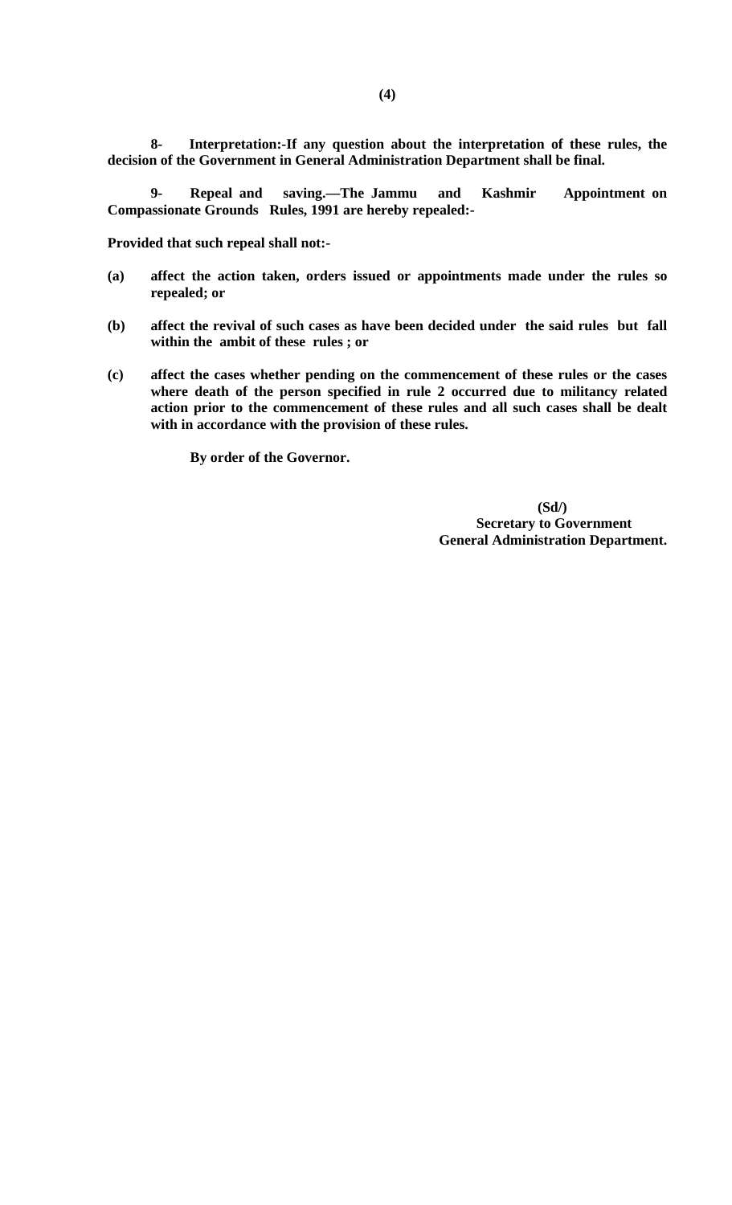**8- Interpretation:-If any question about the interpretation of these rules, the decision of the Government in General Administration Department shall be final.**

**9- Repeal and saving.—The Jammu and Kashmir Appointment on Compassionate Grounds Rules, 1991 are hereby repealed:-**

**Provided that such repeal shall not:-**

**(a) affect the action taken, orders issued or appointments made under the rules so repealed; or**

**(b) affect the revival of such cases as have been decided under the said rules but fall within the ambit of these rules ; or**

**(c) affect the cases whether pending on the commencement of these rules or the cases where death of the person specified in rule 2 occurred due to militancy related action prior to the commencement of these rules and all such cases shall be dealt with in accordance with the provision of these rules.**

**By order of the Governor.**

**(Sd/)**
**Secretary to Government**
**General Administration Department.**